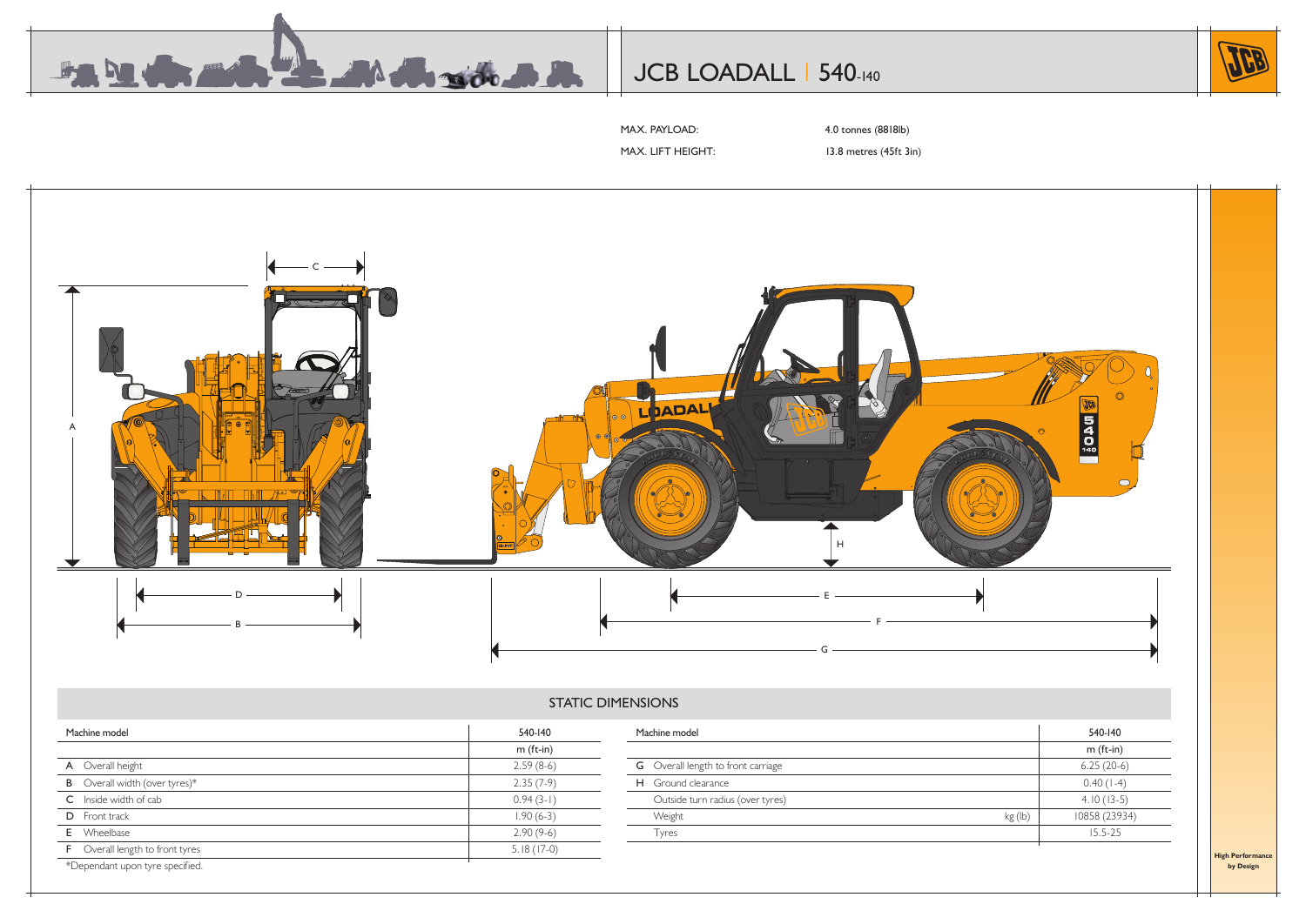# JCB LOADALL | 540-140

MAX. PAYLOAD: 4.0 tonnes (8818lb)

MAX. LIFT HEIGHT: 13.8 metres (45ft 3in)

## STATIC DIMENSIONS

| Machine model | 540-140 |
|---|---|
| | m (ft-in) |
| A Overall height | 2.59 (8-6) |
| B Overall width (over tyres)* | 2.35 (7-9) |
| C Inside width of cab | 0.94 (3-1) |
| D Front track | 1.90 (6-3) |
| E Wheelbase | 2.90 (9-6) |
| F Overall length to front tyres | 5.18 (17-0) |

*Dependant upon tyre specified.

| Machine model | | 540-140 |
|---|---|---|
| | | m (ft-in) |
| G Overall length to front carriage | | 6.25 (20-6) |
| H Ground clearance | | 0.40 (1-4) |
| Outside turn radius (over tyres) | | 4.10 (13-5) |
| Weight | kg (lb) | 10858 (23934) |
| Tyres | | 15.5-25 |

High Performance by Design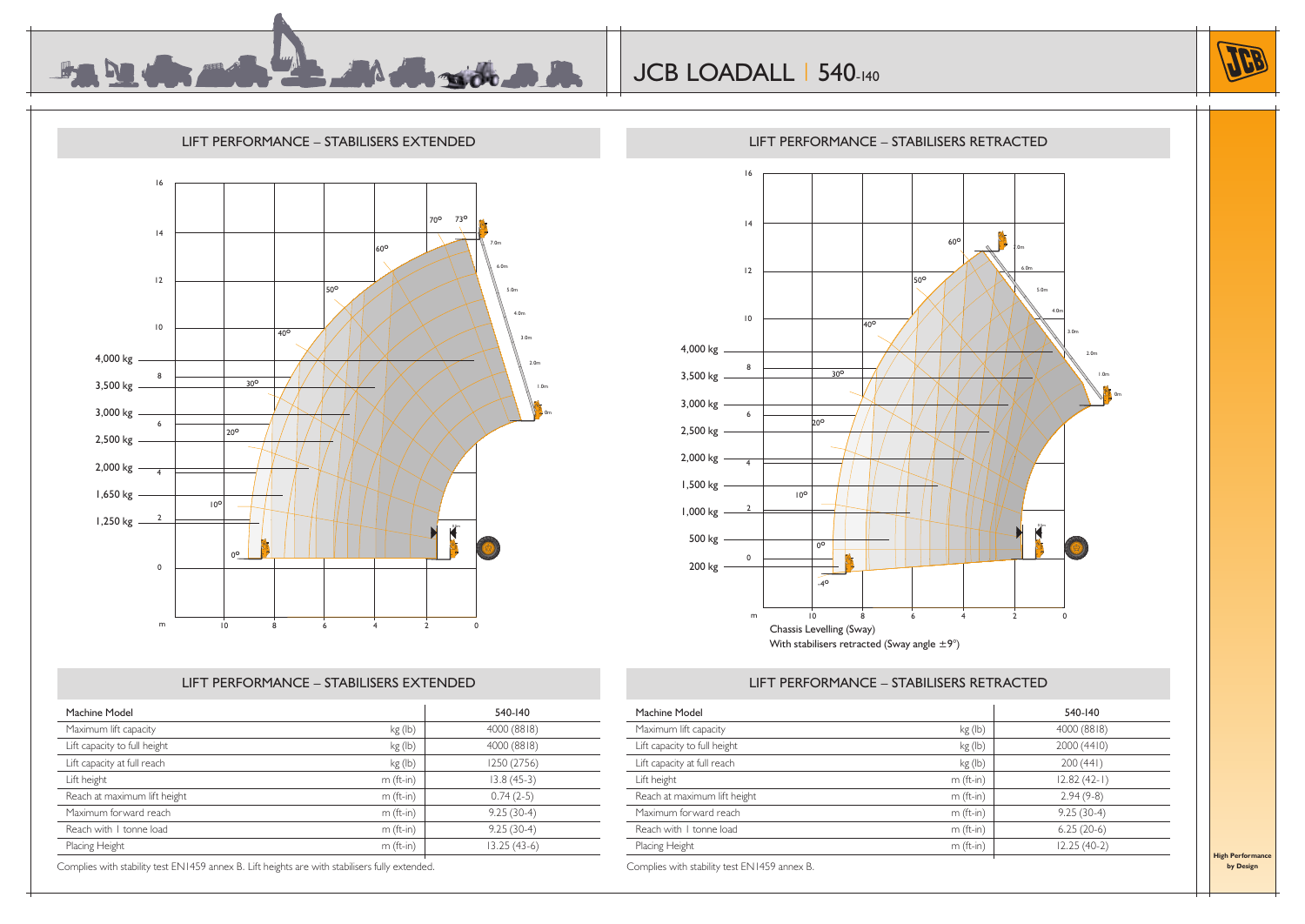# JCB LOADALL | 540-140

## LIFT PERFORMANCE – STABILISERS EXTENDED

## LIFT PERFORMANCE – STABILISERS RETRACTED

Chassis Levelling (Sway)
With stabilisers retracted (Sway angle ±9°)

## LIFT PERFORMANCE – STABILISERS EXTENDED

| Machine Model | | 540-140 |
|---|---|---|
| Maximum lift capacity | kg (lb) | 4000 (8818) |
| Lift capacity to full height | kg (lb) | 4000 (8818) |
| Lift capacity at full reach | kg (lb) | 1250 (2756) |
| Lift height | m (ft-in) | 13.8 (45-3) |
| Reach at maximum lift height | m (ft-in) | 0.74 (2-5) |
| Maximum forward reach | m (ft-in) | 9.25 (30-4) |
| Reach with 1 tonne load | m (ft-in) | 9.25 (30-4) |
| Placing Height | m (ft-in) | 13.25 (43-6) |

Complies with stability test EN1459 annex B. Lift heights are with stabilisers fully extended.

## LIFT PERFORMANCE – STABILISERS RETRACTED

| Machine Model | | 540-140 |
|---|---|---|
| Maximum lift capacity | kg (lb) | 4000 (8818) |
| Lift capacity to full height | kg (lb) | 2000 (4410) |
| Lift capacity at full reach | kg (lb) | 200 (441) |
| Lift height | m (ft-in) | 12.82 (42-1) |
| Reach at maximum lift height | m (ft-in) | 2.94 (9-8) |
| Maximum forward reach | m (ft-in) | 9.25 (30-4) |
| Reach with 1 tonne load | m (ft-in) | 6.25 (20-6) |
| Placing Height | m (ft-in) | 12.25 (40-2) |

Complies with stability test EN1459 annex B.

**High Performance by Design**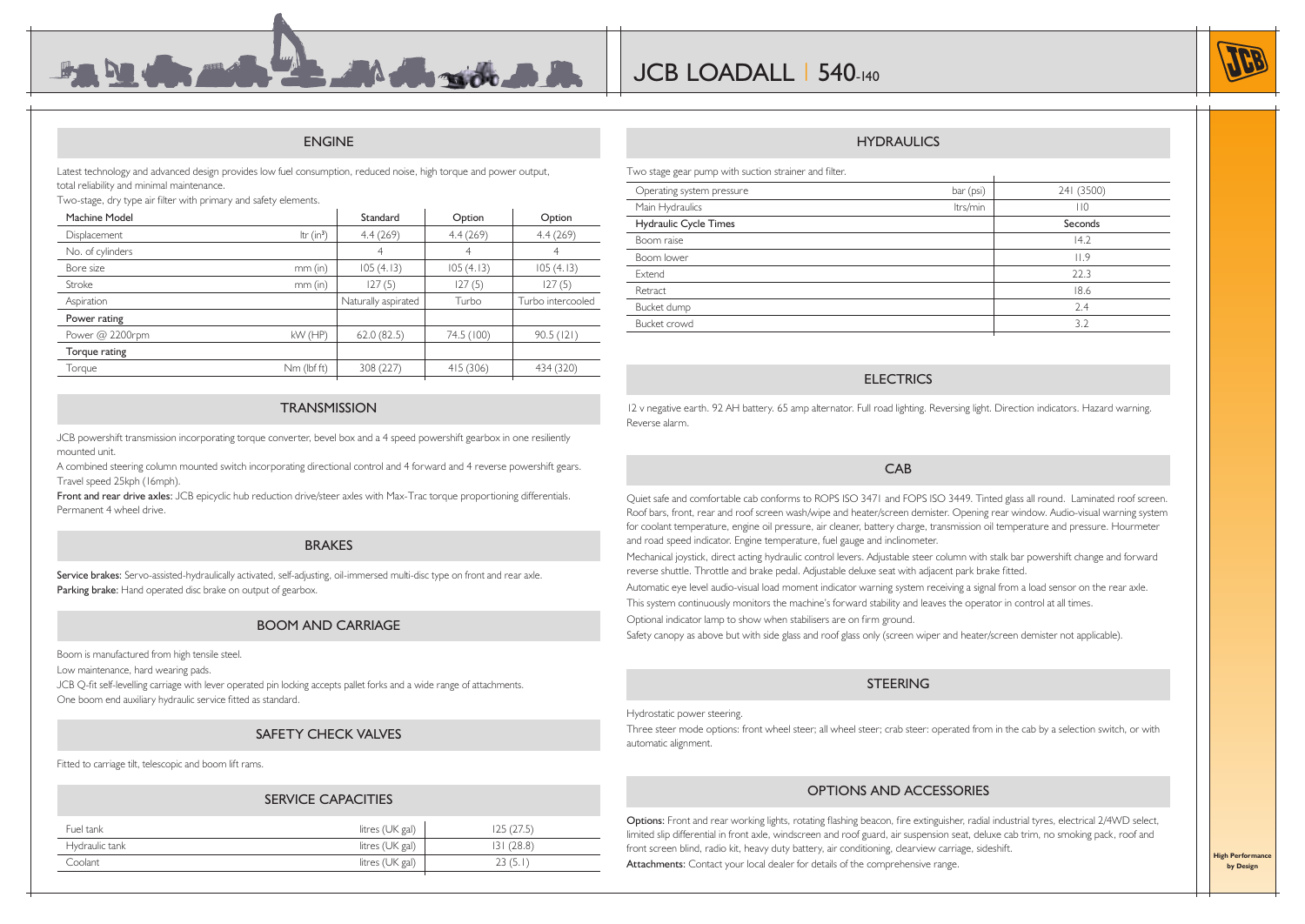# JCB LOADALL | 540-140

## ENGINE

Latest technology and advanced design provides low fuel consumption, reduced noise, high torque and power output, total reliability and minimal maintenance.

Two-stage, dry type air filter with primary and safety elements.

| Machine Model | | Standard | Option | Option |
|---|---|---|---|---|
| Displacement | ltr (in³) | 4.4 (269) | 4.4 (269) | 4.4 (269) |
| No. of cylinders | | 4 | 4 | 4 |
| Bore size | mm (in) | 105 (4.13) | 105 (4.13) | 105 (4.13) |
| Stroke | mm (in) | 127 (5) | 127 (5) | 127 (5) |
| Aspiration | | Naturally aspirated | Turbo | Turbo intercooled |
| **Power rating** | | | | |
| Power @ 2200rpm | kW (HP) | 62.0 (82.5) | 74.5 (100) | 90.5 (121) |
| **Torque rating** | | | | |
| Torque | Nm (lbf ft) | 308 (227) | 415 (306) | 434 (320) |

## TRANSMISSION

JCB powershift transmission incorporating torque converter, bevel box and a 4 speed powershift gearbox in one resiliently mounted unit.

A combined steering column mounted switch incorporating directional control and 4 forward and 4 reverse powershift gears. Travel speed 25kph (16mph).

**Front and rear drive axles:** JCB epicyclic hub reduction drive/steer axles with Max-Trac torque proportioning differentials. Permanent 4 wheel drive.

## BRAKES

**Service brakes:** Servo-assisted-hydraulically activated, self-adjusting, oil-immersed multi-disc type on front and rear axle.
**Parking brake:** Hand operated disc brake on output of gearbox.

## BOOM AND CARRIAGE

Boom is manufactured from high tensile steel.

Low maintenance, hard wearing pads.

JCB Q-fit self-levelling carriage with lever operated pin locking accepts pallet forks and a wide range of attachments.

One boom end auxiliary hydraulic service fitted as standard.

## SAFETY CHECK VALVES

Fitted to carriage tilt, telescopic and boom lift rams.

## SERVICE CAPACITIES

| | | |
|---|---|---|
| Fuel tank | litres (UK gal) | 125 (27.5) |
| Hydraulic tank | litres (UK gal) | 131 (28.8) |
| Coolant | litres (UK gal) | 23 (5.1) |

## HYDRAULICS

Two stage gear pump with suction strainer and filter.

| | | |
|---|---|---|
| Operating system pressure | bar (psi) | 241 (3500) |
| Main Hydraulics | ltrs/min | 110 |
| **Hydraulic Cycle Times** | | **Seconds** |
| Boom raise | | 14.2 |
| Boom lower | | 11.9 |
| Extend | | 22.3 |
| Retract | | 18.6 |
| Bucket dump | | 2.4 |
| Bucket crowd | | 3.2 |

## ELECTRICS

12 v negative earth. 92 AH battery. 65 amp alternator. Full road lighting. Reversing light. Direction indicators. Hazard warning. Reverse alarm.

## CAB

Quiet safe and comfortable cab conforms to ROPS ISO 3471 and FOPS ISO 3449. Tinted glass all round. Laminated roof screen. Roof bars, front, rear and roof screen wash/wipe and heater/screen demister. Opening rear window. Audio-visual warning system for coolant temperature, engine oil pressure, air cleaner, battery charge, transmission oil temperature and pressure. Hourmeter and road speed indicator. Engine temperature, fuel gauge and inclinometer.

Mechanical joystick, direct acting hydraulic control levers. Adjustable steer column with stalk bar powershift change and forward reverse shuttle. Throttle and brake pedal. Adjustable deluxe seat with adjacent park brake fitted.

Automatic eye level audio-visual load moment indicator warning system receiving a signal from a load sensor on the rear axle. This system continuously monitors the machine's forward stability and leaves the operator in control at all times.

Optional indicator lamp to show when stabilisers are on firm ground.

Safety canopy as above but with side glass and roof glass only (screen wiper and heater/screen demister not applicable).

## STEERING

Hydrostatic power steering.

Three steer mode options: front wheel steer; all wheel steer; crab steer: operated from in the cab by a selection switch, or with automatic alignment.

## OPTIONS AND ACCESSORIES

**Options:** Front and rear working lights, rotating flashing beacon, fire extinguisher, radial industrial tyres, electrical 2/4WD select, limited slip differential in front axle, windscreen and roof guard, air suspension seat, deluxe cab trim, no smoking pack, roof and front screen blind, radio kit, heavy duty battery, air conditioning, clearview carriage, sideshift.

**Attachments:** Contact your local dealer for details of the comprehensive range.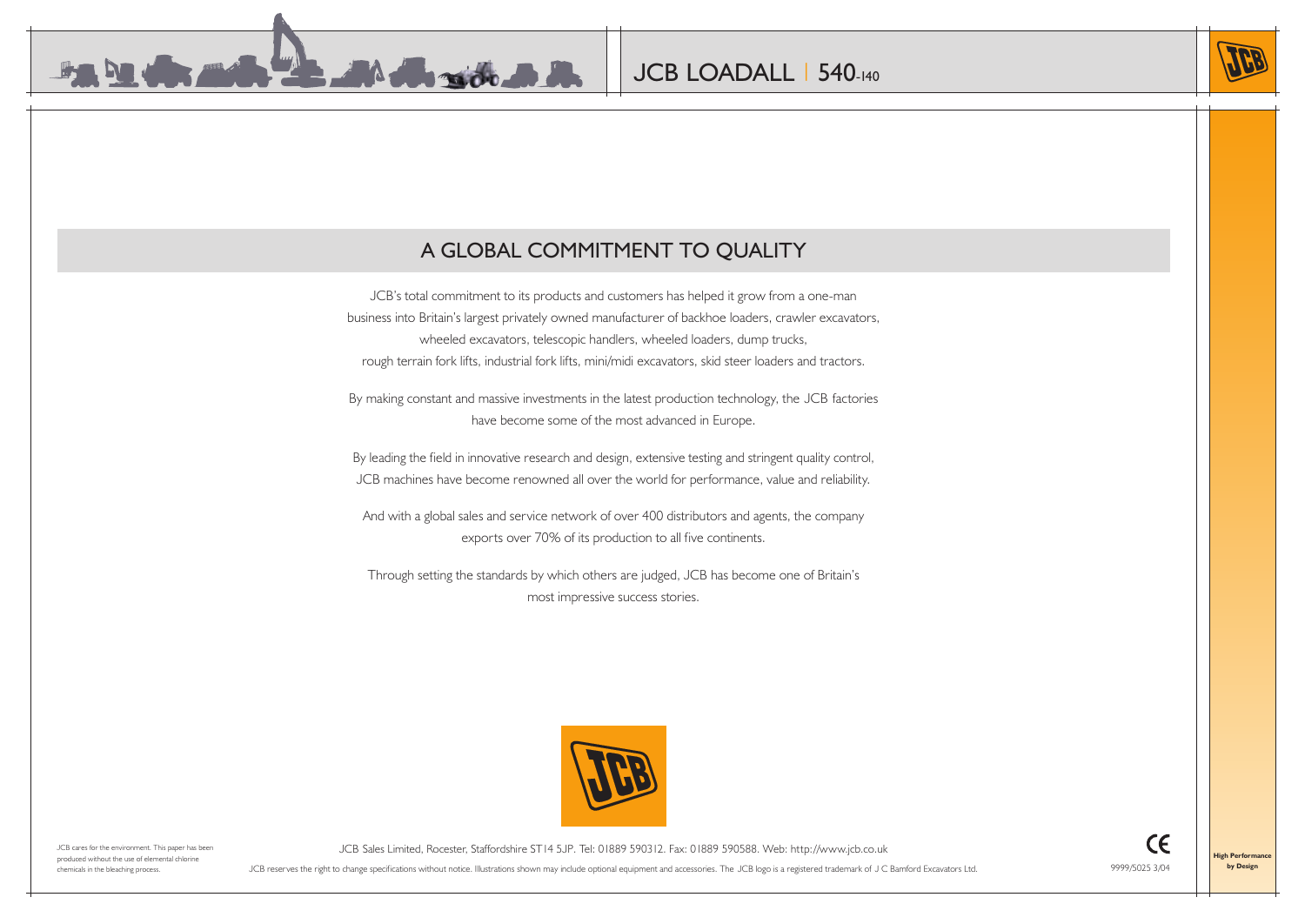# A GLOBAL COMMITMENT TO QUALITY

JCB's total commitment to its products and customers has helped it grow from a one-man business into Britain's largest privately owned manufacturer of backhoe loaders, crawler excavators, wheeled excavators, telescopic handlers, wheeled loaders, dump trucks, rough terrain fork lifts, industrial fork lifts, mini/midi excavators, skid steer loaders and tractors.

By making constant and massive investments in the latest production technology, the JCB factories have become some of the most advanced in Europe.

By leading the field in innovative research and design, extensive testing and stringent quality control, JCB machines have become renowned all over the world for performance, value and reliability.

And with a global sales and service network of over 400 distributors and agents, the company exports over 70% of its production to all five continents.

Through setting the standards by which others are judged, JCB has become one of Britain's most impressive success stories.

JCB cares for the environment. This paper has been produced without the use of elemental chlorine chemicals in the bleaching process.

JCB Sales Limited, Rocester, Staffordshire ST14 5JP. Tel: 01889 590312. Fax: 01889 590588. Web: http://www.jcb.co.uk

JCB reserves the right to change specifications without notice. Illustrations shown may include optional equipment and accessories. The JCB logo is a registered trademark of J C Bamford Excavators Ltd.

CE

9999/5025 3/04

**High Performance by Design**